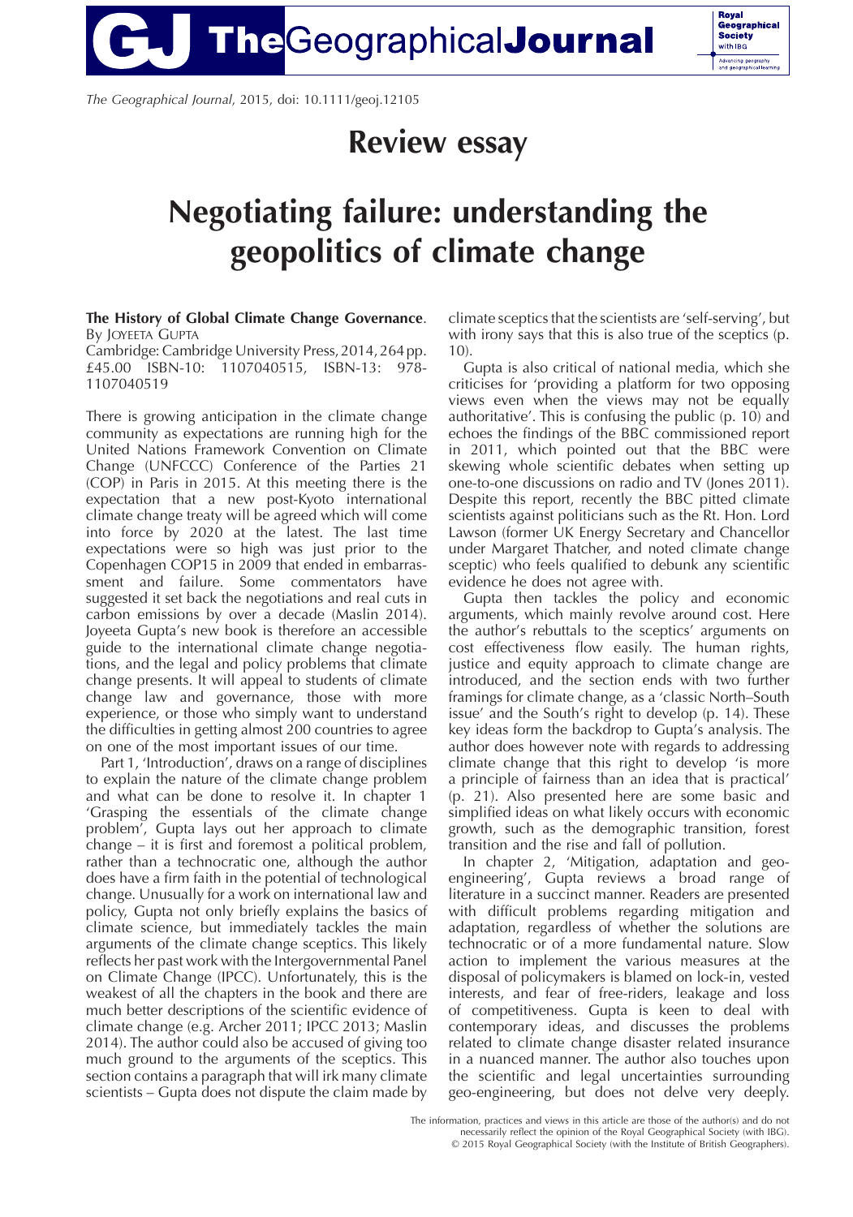*The Geographical Journal*, 2015, doi: 10.1111/geoj.12105

# Review essay

# Negotiating failure: understanding the geopolitics of climate change

**The History of Global Climate Change Governance**. By Joyeeta Gupta
Cambridge: Cambridge University Press, 2014, 264 pp. £45.00 ISBN-10: 1107040515, ISBN-13: 978-1107040519

There is growing anticipation in the climate change community as expectations are running high for the United Nations Framework Convention on Climate Change (UNFCCC) Conference of the Parties 21 (COP) in Paris in 2015. At this meeting there is the expectation that a new post-Kyoto international climate change treaty will be agreed which will come into force by 2020 at the latest. The last time expectations were so high was just prior to the Copenhagen COP15 in 2009 that ended in embarrassment and failure. Some commentators have suggested it set back the negotiations and real cuts in carbon emissions by over a decade (Maslin 2014). Joyeeta Gupta's new book is therefore an accessible guide to the international climate change negotiations, and the legal and policy problems that climate change presents. It will appeal to students of climate change law and governance, those with more experience, or those who simply want to understand the difficulties in getting almost 200 countries to agree on one of the most important issues of our time.

Part 1, 'Introduction', draws on a range of disciplines to explain the nature of the climate change problem and what can be done to resolve it. In chapter 1 'Grasping the essentials of the climate change problem', Gupta lays out her approach to climate change – it is first and foremost a political problem, rather than a technocratic one, although the author does have a firm faith in the potential of technological change. Unusually for a work on international law and policy, Gupta not only briefly explains the basics of climate science, but immediately tackles the main arguments of the climate change sceptics. This likely reflects her past work with the Intergovernmental Panel on Climate Change (IPCC). Unfortunately, this is the weakest of all the chapters in the book and there are much better descriptions of the scientific evidence of climate change (e.g. Archer 2011; IPCC 2013; Maslin 2014). The author could also be accused of giving too much ground to the arguments of the sceptics. This section contains a paragraph that will irk many climate scientists – Gupta does not dispute the claim made by climate sceptics that the scientists are 'self-serving', but with irony says that this is also true of the sceptics (p. 10).

Gupta is also critical of national media, which she criticises for 'providing a platform for two opposing views even when the views may not be equally authoritative'. This is confusing the public (p. 10) and echoes the findings of the BBC commissioned report in 2011, which pointed out that the BBC were skewing whole scientific debates when setting up one-to-one discussions on radio and TV (Jones 2011). Despite this report, recently the BBC pitted climate scientists against politicians such as the Rt. Hon. Lord Lawson (former UK Energy Secretary and Chancellor under Margaret Thatcher, and noted climate change sceptic) who feels qualified to debunk any scientific evidence he does not agree with.

Gupta then tackles the policy and economic arguments, which mainly revolve around cost. Here the author's rebuttals to the sceptics' arguments on cost effectiveness flow easily. The human rights, justice and equity approach to climate change are introduced, and the section ends with two further framings for climate change, as a 'classic North–South issue' and the South's right to develop (p. 14). These key ideas form the backdrop to Gupta's analysis. The author does however note with regards to addressing climate change that this right to develop 'is more a principle of fairness than an idea that is practical' (p. 21). Also presented here are some basic and simplified ideas on what likely occurs with economic growth, such as the demographic transition, forest transition and the rise and fall of pollution.

In chapter 2, 'Mitigation, adaptation and geo-engineering', Gupta reviews a broad range of literature in a succinct manner. Readers are presented with difficult problems regarding mitigation and adaptation, regardless of whether the solutions are technocratic or of a more fundamental nature. Slow action to implement the various measures at the disposal of policymakers is blamed on lock-in, vested interests, and fear of free-riders, leakage and loss of competitiveness. Gupta is keen to deal with contemporary ideas, and discusses the problems related to climate change disaster related insurance in a nuanced manner. The author also touches upon the scientific and legal uncertainties surrounding geo-engineering, but does not delve very deeply.

The information, practices and views in this article are those of the author(s) and do not necessarily reflect the opinion of the Royal Geographical Society (with IBG).
© 2015 Royal Geographical Society (with the Institute of British Geographers).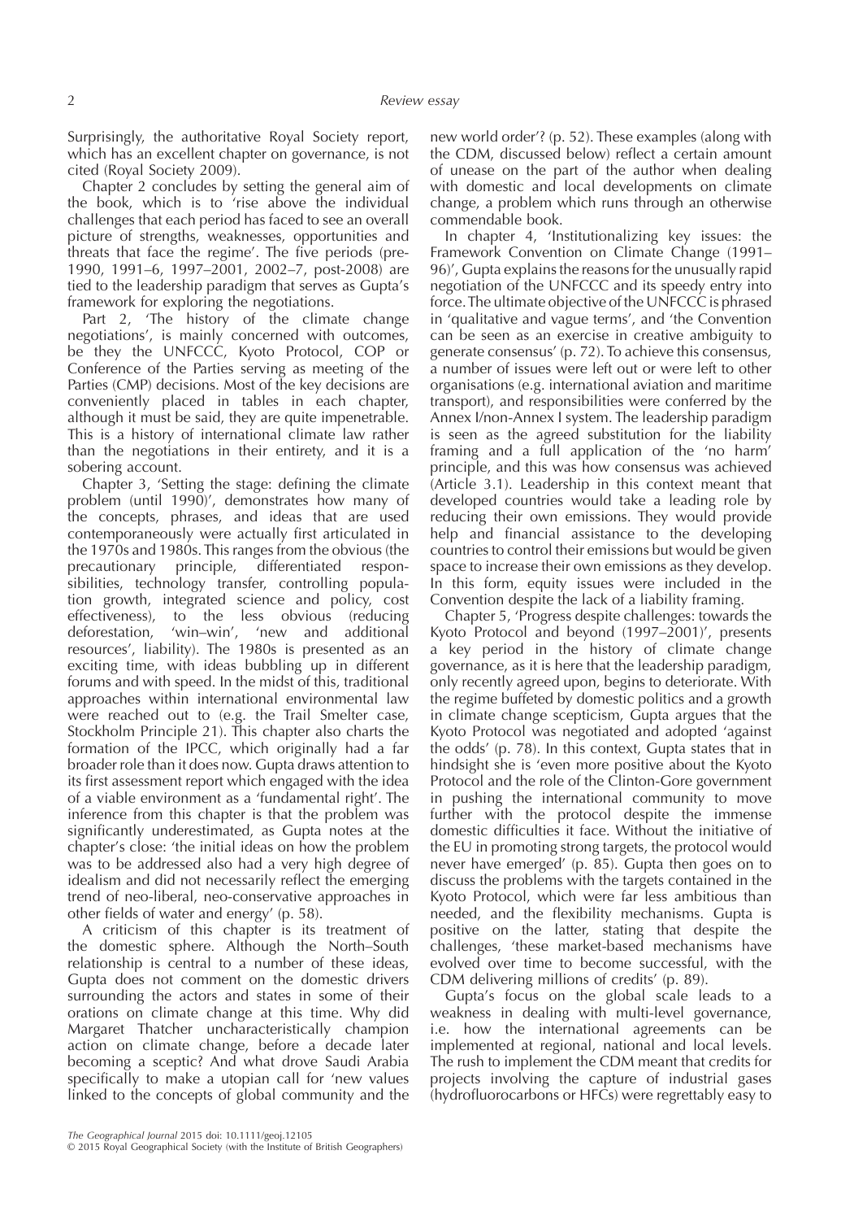Surprisingly, the authoritative Royal Society report, which has an excellent chapter on governance, is not cited (Royal Society 2009).

Chapter 2 concludes by setting the general aim of the book, which is to 'rise above the individual challenges that each period has faced to see an overall picture of strengths, weaknesses, opportunities and threats that face the regime'. The five periods (pre-1990, 1991–6, 1997–2001, 2002–7, post-2008) are tied to the leadership paradigm that serves as Gupta's framework for exploring the negotiations.

Part 2, 'The history of the climate change negotiations', is mainly concerned with outcomes, be they the UNFCCC, Kyoto Protocol, COP or Conference of the Parties serving as meeting of the Parties (CMP) decisions. Most of the key decisions are conveniently placed in tables in each chapter, although it must be said, they are quite impenetrable. This is a history of international climate law rather than the negotiations in their entirety, and it is a sobering account.

Chapter 3, 'Setting the stage: defining the climate problem (until 1990)', demonstrates how many of the concepts, phrases, and ideas that are used contemporaneously were actually first articulated in the 1970s and 1980s. This ranges from the obvious (the precautionary principle, differentiated responsibilities, technology transfer, controlling population growth, integrated science and policy, cost effectiveness), to the less obvious (reducing deforestation, 'win–win', 'new and additional resources', liability). The 1980s is presented as an exciting time, with ideas bubbling up in different forums and with speed. In the midst of this, traditional approaches within international environmental law were reached out to (e.g. the Trail Smelter case, Stockholm Principle 21). This chapter also charts the formation of the IPCC, which originally had a far broader role than it does now. Gupta draws attention to its first assessment report which engaged with the idea of a viable environment as a 'fundamental right'. The inference from this chapter is that the problem was significantly underestimated, as Gupta notes at the chapter's close: 'the initial ideas on how the problem was to be addressed also had a very high degree of idealism and did not necessarily reflect the emerging trend of neo-liberal, neo-conservative approaches in other fields of water and energy' (p. 58).

A criticism of this chapter is its treatment of the domestic sphere. Although the North–South relationship is central to a number of these ideas, Gupta does not comment on the domestic drivers surrounding the actors and states in some of their orations on climate change at this time. Why did Margaret Thatcher uncharacteristically champion action on climate change, before a decade later becoming a sceptic? And what drove Saudi Arabia specifically to make a utopian call for 'new values linked to the concepts of global community and the new world order'? (p. 52). These examples (along with the CDM, discussed below) reflect a certain amount of unease on the part of the author when dealing with domestic and local developments on climate change, a problem which runs through an otherwise commendable book.

In chapter 4, 'Institutionalizing key issues: the Framework Convention on Climate Change (1991–96)', Gupta explains the reasons for the unusually rapid negotiation of the UNFCCC and its speedy entry into force. The ultimate objective of the UNFCCC is phrased in 'qualitative and vague terms', and 'the Convention can be seen as an exercise in creative ambiguity to generate consensus' (p. 72). To achieve this consensus, a number of issues were left out or were left to other organisations (e.g. international aviation and maritime transport), and responsibilities were conferred by the Annex I/non-Annex I system. The leadership paradigm is seen as the agreed substitution for the liability framing and a full application of the 'no harm' principle, and this was how consensus was achieved (Article 3.1). Leadership in this context meant that developed countries would take a leading role by reducing their own emissions. They would provide help and financial assistance to the developing countries to control their emissions but would be given space to increase their own emissions as they develop. In this form, equity issues were included in the Convention despite the lack of a liability framing.

Chapter 5, 'Progress despite challenges: towards the Kyoto Protocol and beyond (1997–2001)', presents a key period in the history of climate change governance, as it is here that the leadership paradigm, only recently agreed upon, begins to deteriorate. With the regime buffeted by domestic politics and a growth in climate change scepticism, Gupta argues that the Kyoto Protocol was negotiated and adopted 'against the odds' (p. 78). In this context, Gupta states that in hindsight she is 'even more positive about the Kyoto Protocol and the role of the Clinton-Gore government in pushing the international community to move further with the protocol despite the immense domestic difficulties it face. Without the initiative of the EU in promoting strong targets, the protocol would never have emerged' (p. 85). Gupta then goes on to discuss the problems with the targets contained in the Kyoto Protocol, which were far less ambitious than needed, and the flexibility mechanisms. Gupta is positive on the latter, stating that despite the challenges, 'these market-based mechanisms have evolved over time to become successful, with the CDM delivering millions of credits' (p. 89).

Gupta's focus on the global scale leads to a weakness in dealing with multi-level governance, i.e. how the international agreements can be implemented at regional, national and local levels. The rush to implement the CDM meant that credits for projects involving the capture of industrial gases (hydrofluorocarbons or HFCs) were regrettably easy to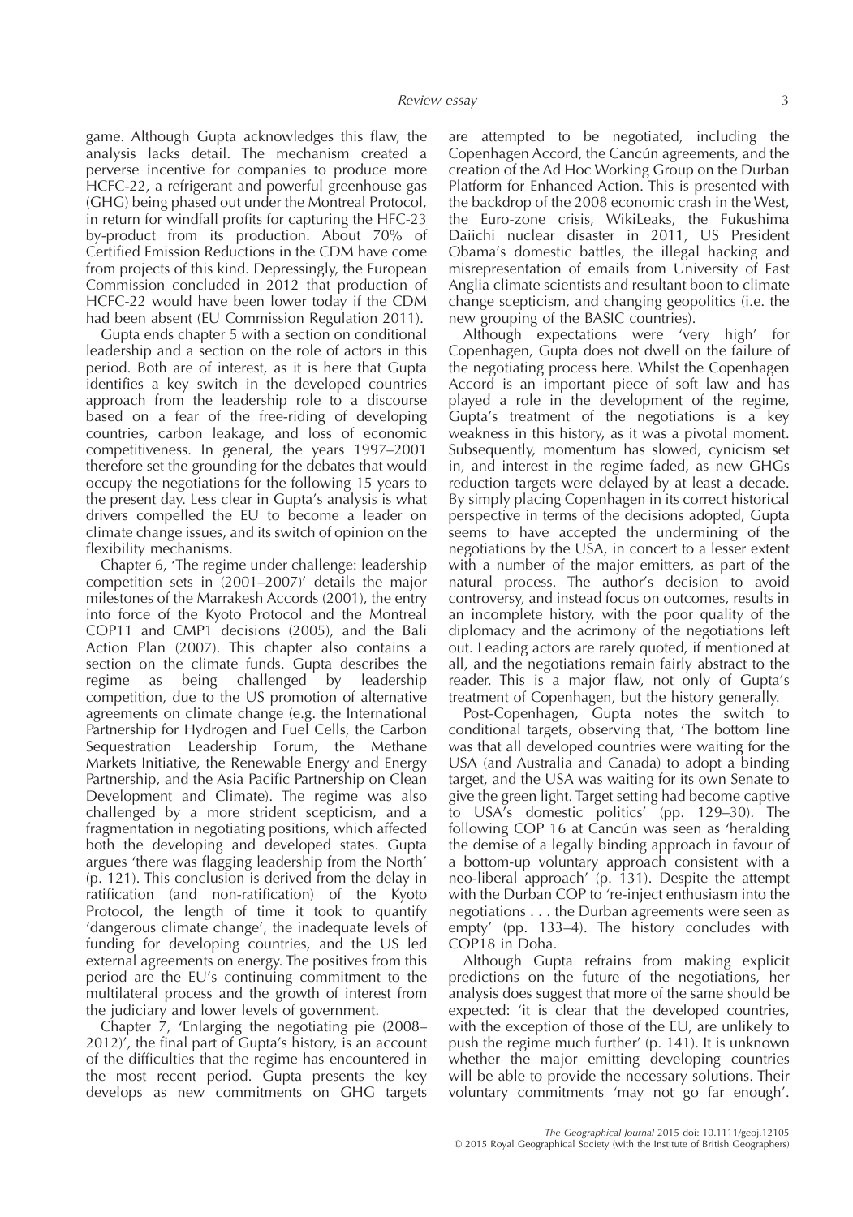game. Although Gupta acknowledges this flaw, the analysis lacks detail. The mechanism created a perverse incentive for companies to produce more HCFC-22, a refrigerant and powerful greenhouse gas (GHG) being phased out under the Montreal Protocol, in return for windfall profits for capturing the HFC-23 by-product from its production. About 70% of Certified Emission Reductions in the CDM have come from projects of this kind. Depressingly, the European Commission concluded in 2012 that production of HCFC-22 would have been lower today if the CDM had been absent (EU Commission Regulation 2011).

Gupta ends chapter 5 with a section on conditional leadership and a section on the role of actors in this period. Both are of interest, as it is here that Gupta identifies a key switch in the developed countries approach from the leadership role to a discourse based on a fear of the free-riding of developing countries, carbon leakage, and loss of economic competitiveness. In general, the years 1997–2001 therefore set the grounding for the debates that would occupy the negotiations for the following 15 years to the present day. Less clear in Gupta's analysis is what drivers compelled the EU to become a leader on climate change issues, and its switch of opinion on the flexibility mechanisms.

Chapter 6, 'The regime under challenge: leadership competition sets in (2001–2007)' details the major milestones of the Marrakesh Accords (2001), the entry into force of the Kyoto Protocol and the Montreal COP11 and CMP1 decisions (2005), and the Bali Action Plan (2007). This chapter also contains a section on the climate funds. Gupta describes the regime as being challenged by leadership competition, due to the US promotion of alternative agreements on climate change (e.g. the International Partnership for Hydrogen and Fuel Cells, the Carbon Sequestration Leadership Forum, the Methane Markets Initiative, the Renewable Energy and Energy Partnership, and the Asia Pacific Partnership on Clean Development and Climate). The regime was also challenged by a more strident scepticism, and a fragmentation in negotiating positions, which affected both the developing and developed states. Gupta argues 'there was flagging leadership from the North' (p. 121). This conclusion is derived from the delay in ratification (and non-ratification) of the Kyoto Protocol, the length of time it took to quantify 'dangerous climate change', the inadequate levels of funding for developing countries, and the US led external agreements on energy. The positives from this period are the EU's continuing commitment to the multilateral process and the growth of interest from the judiciary and lower levels of government.

Chapter 7, 'Enlarging the negotiating pie (2008–2012)', the final part of Gupta's history, is an account of the difficulties that the regime has encountered in the most recent period. Gupta presents the key develops as new commitments on GHG targets are attempted to be negotiated, including the Copenhagen Accord, the Cancún agreements, and the creation of the Ad Hoc Working Group on the Durban Platform for Enhanced Action. This is presented with the backdrop of the 2008 economic crash in the West, the Euro-zone crisis, WikiLeaks, the Fukushima Daiichi nuclear disaster in 2011, US President Obama's domestic battles, the illegal hacking and misrepresentation of emails from University of East Anglia climate scientists and resultant boon to climate change scepticism, and changing geopolitics (i.e. the new grouping of the BASIC countries).

Although expectations were 'very high' for Copenhagen, Gupta does not dwell on the failure of the negotiating process here. Whilst the Copenhagen Accord is an important piece of soft law and has played a role in the development of the regime, Gupta's treatment of the negotiations is a key weakness in this history, as it was a pivotal moment. Subsequently, momentum has slowed, cynicism set in, and interest in the regime faded, as new GHGs reduction targets were delayed by at least a decade. By simply placing Copenhagen in its correct historical perspective in terms of the decisions adopted, Gupta seems to have accepted the undermining of the negotiations by the USA, in concert to a lesser extent with a number of the major emitters, as part of the natural process. The author's decision to avoid controversy, and instead focus on outcomes, results in an incomplete history, with the poor quality of the diplomacy and the acrimony of the negotiations left out. Leading actors are rarely quoted, if mentioned at all, and the negotiations remain fairly abstract to the reader. This is a major flaw, not only of Gupta's treatment of Copenhagen, but the history generally.

Post-Copenhagen, Gupta notes the switch to conditional targets, observing that, 'The bottom line was that all developed countries were waiting for the USA (and Australia and Canada) to adopt a binding target, and the USA was waiting for its own Senate to give the green light. Target setting had become captive to USA's domestic politics' (pp. 129–30). The following COP 16 at Cancún was seen as 'heralding the demise of a legally binding approach in favour of a bottom-up voluntary approach consistent with a neo-liberal approach' (p. 131). Despite the attempt with the Durban COP to 're-inject enthusiasm into the negotiations . . . the Durban agreements were seen as empty' (pp. 133–4). The history concludes with COP18 in Doha.

Although Gupta refrains from making explicit predictions on the future of the negotiations, her analysis does suggest that more of the same should be expected: 'it is clear that the developed countries, with the exception of those of the EU, are unlikely to push the regime much further' (p. 141). It is unknown whether the major emitting developing countries will be able to provide the necessary solutions. Their voluntary commitments 'may not go far enough'.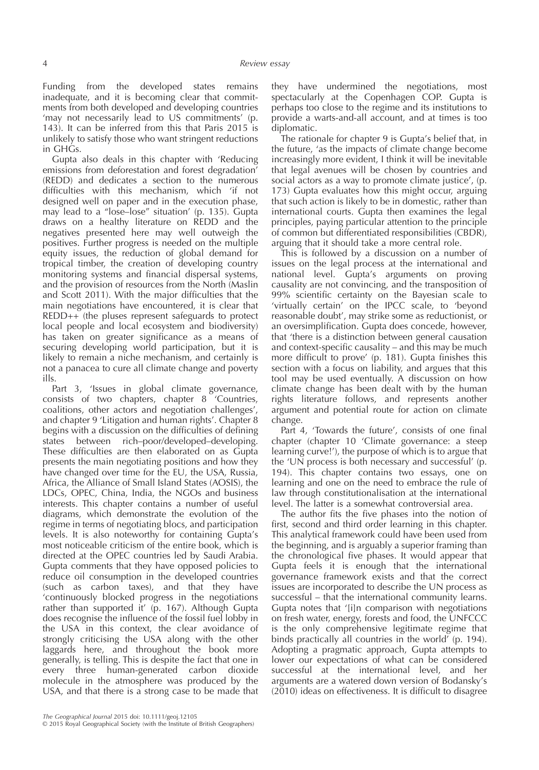Funding from the developed states remains inadequate, and it is becoming clear that commitments from both developed and developing countries 'may not necessarily lead to US commitments' (p. 143). It can be inferred from this that Paris 2015 is unlikely to satisfy those who want stringent reductions in GHGs.

Gupta also deals in this chapter with 'Reducing emissions from deforestation and forest degradation' (REDD) and dedicates a section to the numerous difficulties with this mechanism, which 'if not designed well on paper and in the execution phase, may lead to a "lose–lose" situation' (p. 135). Gupta draws on a healthy literature on REDD and the negatives presented here may well outweigh the positives. Further progress is needed on the multiple equity issues, the reduction of global demand for tropical timber, the creation of developing country monitoring systems and financial dispersal systems, and the provision of resources from the North (Maslin and Scott 2011). With the major difficulties that the main negotiations have encountered, it is clear that REDD++ (the pluses represent safeguards to protect local people and local ecosystem and biodiversity) has taken on greater significance as a means of securing developing world participation, but it is likely to remain a niche mechanism, and certainly is not a panacea to cure all climate change and poverty ills.

Part 3, 'Issues in global climate governance, consists of two chapters, chapter 8 'Countries, coalitions, other actors and negotiation challenges', and chapter 9 'Litigation and human rights'. Chapter 8 begins with a discussion on the difficulties of defining states between rich–poor/developed–developing. These difficulties are then elaborated on as Gupta presents the main negotiating positions and how they have changed over time for the EU, the USA, Russia, Africa, the Alliance of Small Island States (AOSIS), the LDCs, OPEC, China, India, the NGOs and business interests. This chapter contains a number of useful diagrams, which demonstrate the evolution of the regime in terms of negotiating blocs, and participation levels. It is also noteworthy for containing Gupta's most noticeable criticism of the entire book, which is directed at the OPEC countries led by Saudi Arabia. Gupta comments that they have opposed policies to reduce oil consumption in the developed countries (such as carbon taxes), and that they have 'continuously blocked progress in the negotiations rather than supported it' (p. 167). Although Gupta does recognise the influence of the fossil fuel lobby in the USA in this context, the clear avoidance of strongly criticising the USA along with the other laggards here, and throughout the book more generally, is telling. This is despite the fact that one in every three human-generated carbon dioxide molecule in the atmosphere was produced by the USA, and that there is a strong case to be made that they have undermined the negotiations, most spectacularly at the Copenhagen COP. Gupta is perhaps too close to the regime and its institutions to provide a warts-and-all account, and at times is too diplomatic.

The rationale for chapter 9 is Gupta's belief that, in the future, 'as the impacts of climate change become increasingly more evident, I think it will be inevitable that legal avenues will be chosen by countries and social actors as a way to promote climate justice', (p. 173) Gupta evaluates how this might occur, arguing that such action is likely to be in domestic, rather than international courts. Gupta then examines the legal principles, paying particular attention to the principle of common but differentiated responsibilities (CBDR), arguing that it should take a more central role.

This is followed by a discussion on a number of issues on the legal process at the international and national level. Gupta's arguments on proving causality are not convincing, and the transposition of 99% scientific certainty on the Bayesian scale to 'virtually certain' on the IPCC scale, to 'beyond reasonable doubt', may strike some as reductionist, or an oversimplification. Gupta does concede, however, that 'there is a distinction between general causation and context-specific causality – and this may be much more difficult to prove' (p. 181). Gupta finishes this section with a focus on liability, and argues that this tool may be used eventually. A discussion on how climate change has been dealt with by the human rights literature follows, and represents another argument and potential route for action on climate change.

Part 4, 'Towards the future', consists of one final chapter (chapter 10 'Climate governance: a steep learning curve!'), the purpose of which is to argue that the 'UN process is both necessary and successful' (p. 194). This chapter contains two essays, one on learning and one on the need to embrace the rule of law through constitutionalisation at the international level. The latter is a somewhat controversial area.

The author fits the five phases into the notion of first, second and third order learning in this chapter. This analytical framework could have been used from the beginning, and is arguably a superior framing than the chronological five phases. It would appear that Gupta feels it is enough that the international governance framework exists and that the correct issues are incorporated to describe the UN process as successful – that the international community learns. Gupta notes that '[i]n comparison with negotiations on fresh water, energy, forests and food, the UNFCCC is the only comprehensive legitimate regime that binds practically all countries in the world' (p. 194). Adopting a pragmatic approach, Gupta attempts to lower our expectations of what can be considered successful at the international level, and her arguments are a watered down version of Bodansky's (2010) ideas on effectiveness. It is difficult to disagree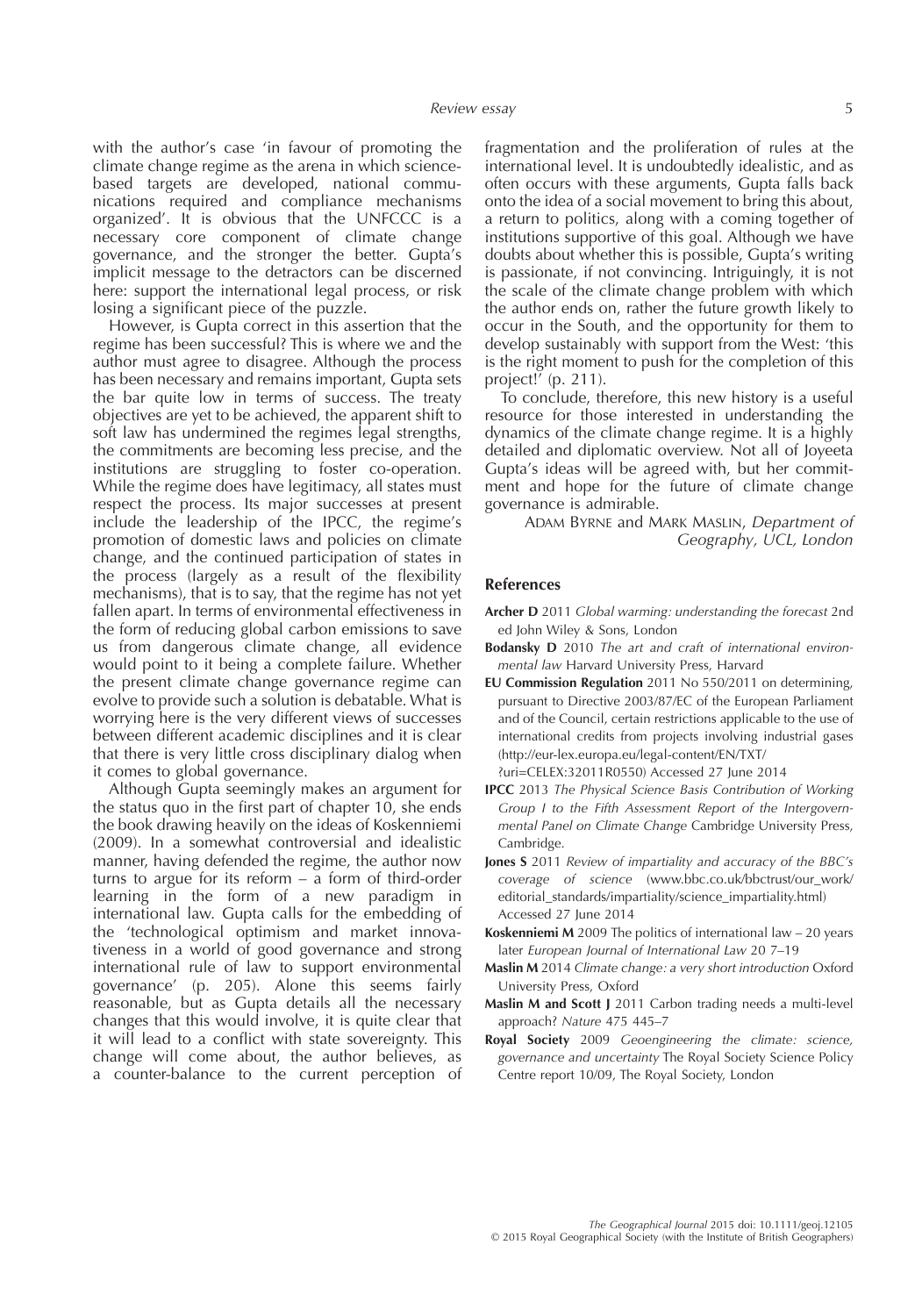with the author's case 'in favour of promoting the climate change regime as the arena in which science-based targets are developed, national communications required and compliance mechanisms organized'. It is obvious that the UNFCCC is a necessary core component of climate change governance, and the stronger the better. Gupta's implicit message to the detractors can be discerned here: support the international legal process, or risk losing a significant piece of the puzzle.

However, is Gupta correct in this assertion that the regime has been successful? This is where we and the author must agree to disagree. Although the process has been necessary and remains important, Gupta sets the bar quite low in terms of success. The treaty objectives are yet to be achieved, the apparent shift to soft law has undermined the regimes legal strengths, the commitments are becoming less precise, and the institutions are struggling to foster co-operation. While the regime does have legitimacy, all states must respect the process. Its major successes at present include the leadership of the IPCC, the regime's promotion of domestic laws and policies on climate change, and the continued participation of states in the process (largely as a result of the flexibility mechanisms), that is to say, that the regime has not yet fallen apart. In terms of environmental effectiveness in the form of reducing global carbon emissions to save us from dangerous climate change, all evidence would point to it being a complete failure. Whether the present climate change governance regime can evolve to provide such a solution is debatable. What is worrying here is the very different views of successes between different academic disciplines and it is clear that there is very little cross disciplinary dialog when it comes to global governance.

Although Gupta seemingly makes an argument for the status quo in the first part of chapter 10, she ends the book drawing heavily on the ideas of Koskenniemi (2009). In a somewhat controversial and idealistic manner, having defended the regime, the author now turns to argue for its reform – a form of third-order learning in the form of a new paradigm in international law. Gupta calls for the embedding of the 'technological optimism and market innovativeness in a world of good governance and strong international rule of law to support environmental governance' (p. 205). Alone this seems fairly reasonable, but as Gupta details all the necessary changes that this would involve, it is quite clear that it will lead to a conflict with state sovereignty. This change will come about, the author believes, as a counter-balance to the current perception of fragmentation and the proliferation of rules at the international level. It is undoubtedly idealistic, and as often occurs with these arguments, Gupta falls back onto the idea of a social movement to bring this about, a return to politics, along with a coming together of institutions supportive of this goal. Although we have doubts about whether this is possible, Gupta's writing is passionate, if not convincing. Intriguingly, it is not the scale of the climate change problem with which the author ends on, rather the future growth likely to occur in the South, and the opportunity for them to develop sustainably with support from the West: 'this is the right moment to push for the completion of this project!' (p. 211).

To conclude, therefore, this new history is a useful resource for those interested in understanding the dynamics of the climate change regime. It is a highly detailed and diplomatic overview. Not all of Joyeeta Gupta's ideas will be agreed with, but her commitment and hope for the future of climate change governance is admirable.

Adam Byrne and Mark Maslin, *Department of Geography, UCL, London*

## References

**Archer D** 2011 *Global warming: understanding the forecast* 2nd ed John Wiley & Sons, London

**Bodansky D** 2010 *The art and craft of international environmental law* Harvard University Press, Harvard

**EU Commission Regulation** 2011 No 550/2011 on determining, pursuant to Directive 2003/87/EC of the European Parliament and of the Council, certain restrictions applicable to the use of international credits from projects involving industrial gases (http://eur-lex.europa.eu/legal-content/EN/TXT/?uri=CELEX:32011R0550) Accessed 27 June 2014

**IPCC** 2013 *The Physical Science Basis Contribution of Working Group I to the Fifth Assessment Report of the Intergovernmental Panel on Climate Change* Cambridge University Press, Cambridge.

**Jones S** 2011 *Review of impartiality and accuracy of the BBC's coverage of science* (www.bbc.co.uk/bbctrust/our_work/editorial_standards/impartiality/science_impartiality.html) Accessed 27 June 2014

**Koskenniemi M** 2009 The politics of international law – 20 years later *European Journal of International Law* 20 7–19

**Maslin M** 2014 *Climate change: a very short introduction* Oxford University Press, Oxford

**Maslin M and Scott J** 2011 Carbon trading needs a multi-level approach? *Nature* 475 445–7

**Royal Society** 2009 *Geoengineering the climate: science, governance and uncertainty* The Royal Society Science Policy Centre report 10/09, The Royal Society, London